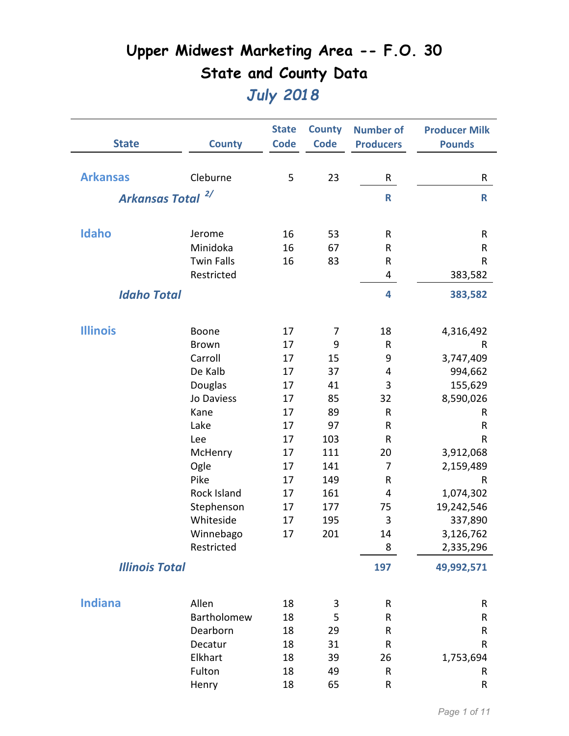# Upper Midwest Marketing Area -- F.O. 30

## State and County Data

### *July 2018*

| State | County | State Code | County Code | Number of Producers | Producer Milk Pounds |
|---|---|---|---|---|---|
| **Arkansas** | Cleburne | 5 | 23 | R | R |
| ***Arkansas Total*** [2/] | | | | **R** | **R** |
| **Idaho** | Jerome | 16 | 53 | R | R |
| | Minidoka | 16 | 67 | R | R |
| | Twin Falls | 16 | 83 | R | R |
| | Restricted | | | 4 | 383,582 |
| ***Idaho Total*** | | | | **4** | **383,582** |
| **Illinois** | Boone | 17 | 7 | 18 | 4,316,492 |
| | Brown | 17 | 9 | R | R |
| | Carroll | 17 | 15 | 9 | 3,747,409 |
| | De Kalb | 17 | 37 | 4 | 994,662 |
| | Douglas | 17 | 41 | 3 | 155,629 |
| | Jo Daviess | 17 | 85 | 32 | 8,590,026 |
| | Kane | 17 | 89 | R | R |
| | Lake | 17 | 97 | R | R |
| | Lee | 17 | 103 | R | R |
| | McHenry | 17 | 111 | 20 | 3,912,068 |
| | Ogle | 17 | 141 | 7 | 2,159,489 |
| | Pike | 17 | 149 | R | R |
| | Rock Island | 17 | 161 | 4 | 1,074,302 |
| | Stephenson | 17 | 177 | 75 | 19,242,546 |
| | Whiteside | 17 | 195 | 3 | 337,890 |
| | Winnebago | 17 | 201 | 14 | 3,126,762 |
| | Restricted | | | 8 | 2,335,296 |
| ***Illinois Total*** | | | | **197** | **49,992,571** |
| **Indiana** | Allen | 18 | 3 | R | R |
| | Bartholomew | 18 | 5 | R | R |
| | Dearborn | 18 | 29 | R | R |
| | Decatur | 18 | 31 | R | R |
| | Elkhart | 18 | 39 | 26 | 1,753,694 |
| | Fulton | 18 | 49 | R | R |
| | Henry | 18 | 65 | R | R |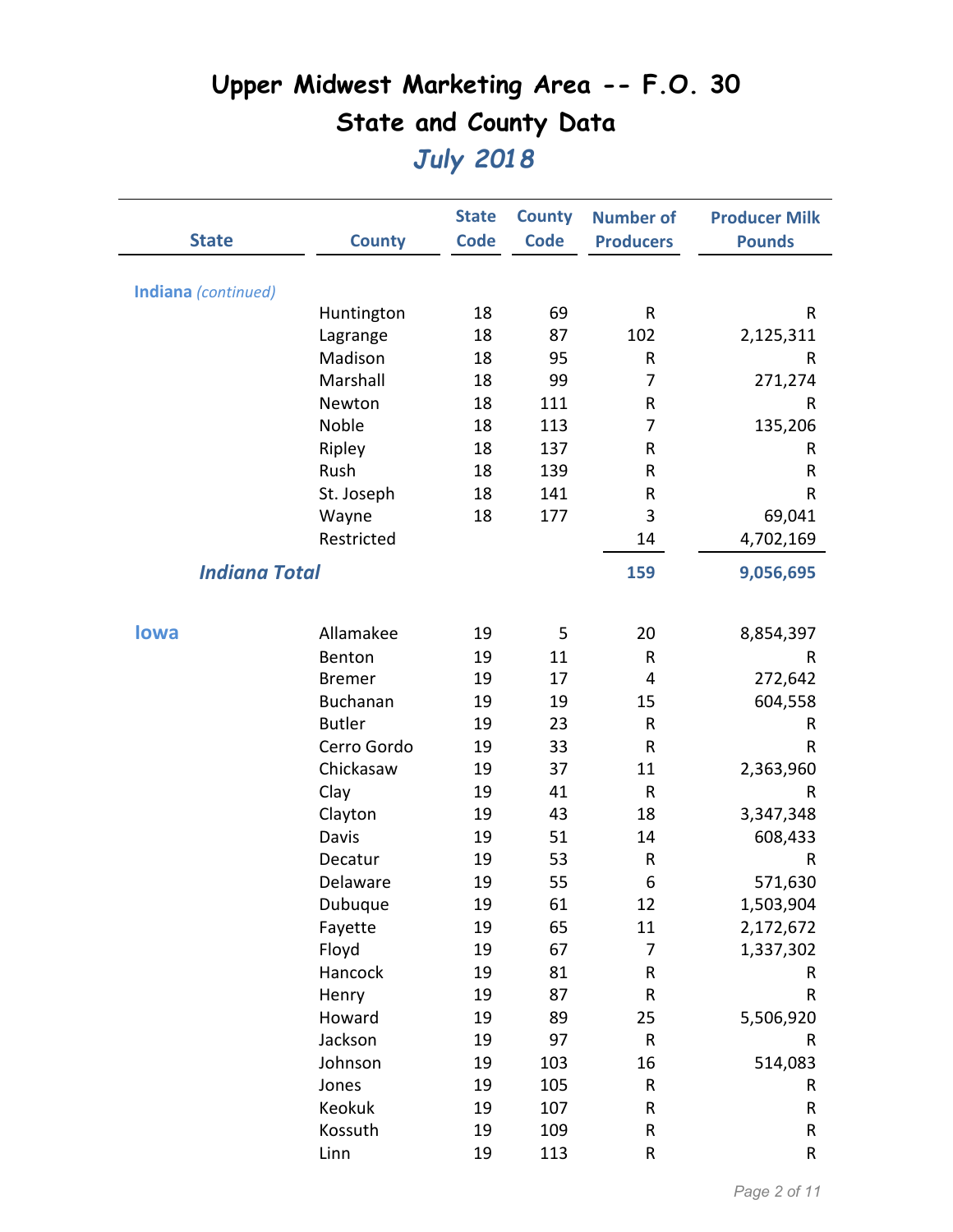# Upper Midwest Marketing Area -- F.O. 30

## State and County Data

### *July 2018*

| State | County | State Code | County Code | Number of Producers | Producer Milk Pounds |
|---|---|---|---|---|---|
| **Indiana** *(continued)* | | | | | |
| | Huntington | 18 | 69 | R | R |
| | Lagrange | 18 | 87 | 102 | 2,125,311 |
| | Madison | 18 | 95 | R | R |
| | Marshall | 18 | 99 | 7 | 271,274 |
| | Newton | 18 | 111 | R | R |
| | Noble | 18 | 113 | 7 | 135,206 |
| | Ripley | 18 | 137 | R | R |
| | Rush | 18 | 139 | R | R |
| | St. Joseph | 18 | 141 | R | R |
| | Wayne | 18 | 177 | 3 | 69,041 |
| | Restricted | | | 14 | 4,702,169 |
| ***Indiana Total*** | | | | **159** | **9,056,695** |
| **Iowa** | Allamakee | 19 | 5 | 20 | 8,854,397 |
| | Benton | 19 | 11 | R | R |
| | Bremer | 19 | 17 | 4 | 272,642 |
| | Buchanan | 19 | 19 | 15 | 604,558 |
| | Butler | 19 | 23 | R | R |
| | Cerro Gordo | 19 | 33 | R | R |
| | Chickasaw | 19 | 37 | 11 | 2,363,960 |
| | Clay | 19 | 41 | R | R |
| | Clayton | 19 | 43 | 18 | 3,347,348 |
| | Davis | 19 | 51 | 14 | 608,433 |
| | Decatur | 19 | 53 | R | R |
| | Delaware | 19 | 55 | 6 | 571,630 |
| | Dubuque | 19 | 61 | 12 | 1,503,904 |
| | Fayette | 19 | 65 | 11 | 2,172,672 |
| | Floyd | 19 | 67 | 7 | 1,337,302 |
| | Hancock | 19 | 81 | R | R |
| | Henry | 19 | 87 | R | R |
| | Howard | 19 | 89 | 25 | 5,506,920 |
| | Jackson | 19 | 97 | R | R |
| | Johnson | 19 | 103 | 16 | 514,083 |
| | Jones | 19 | 105 | R | R |
| | Keokuk | 19 | 107 | R | R |
| | Kossuth | 19 | 109 | R | R |
| | Linn | 19 | 113 | R | R |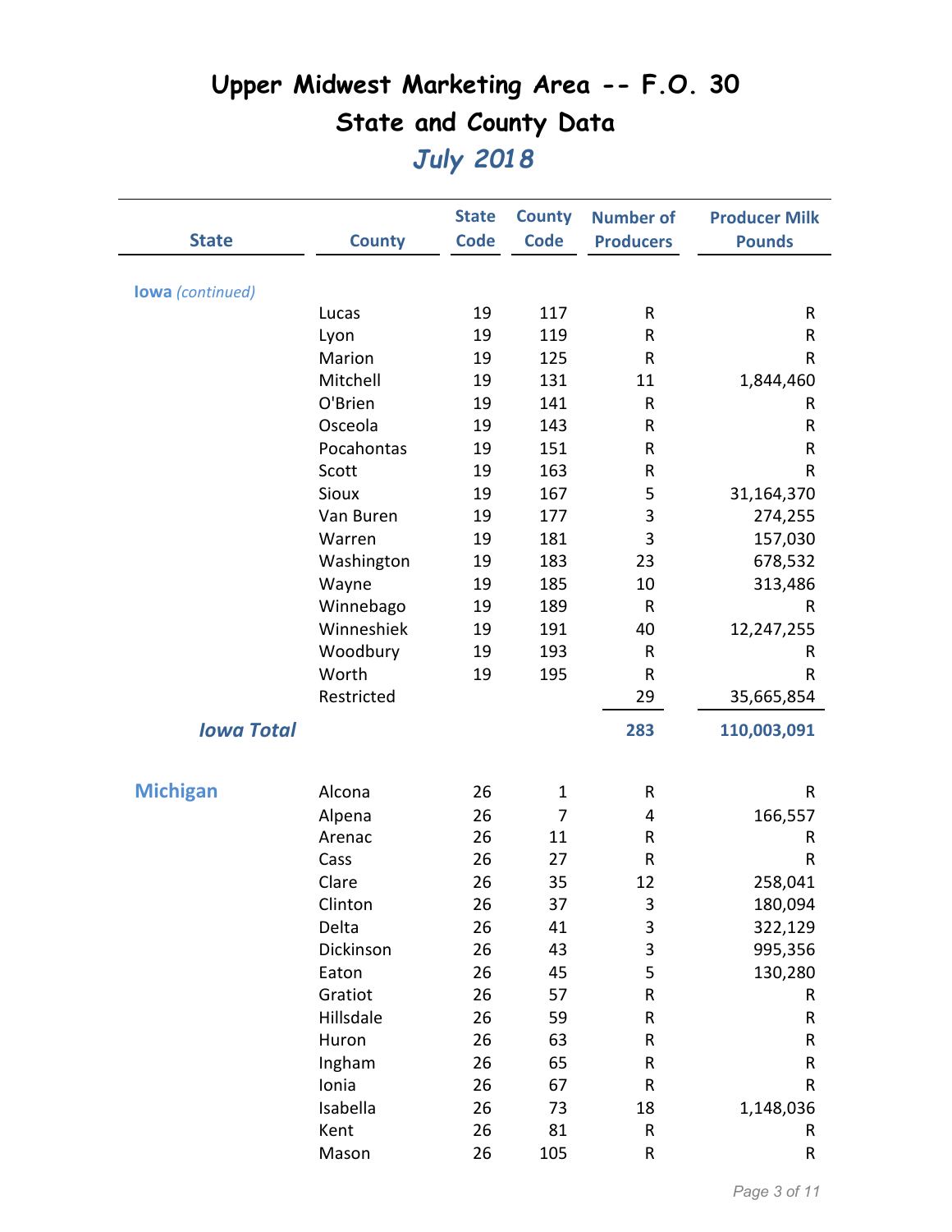# Upper Midwest Marketing Area -- F.O. 30

## State and County Data

### *July 2018*

| State | County | State Code | County Code | Number of Producers | Producer Milk Pounds |
|---|---|---|---|---|---|
| **Iowa** *(continued)* | | | | | |
| | Lucas | 19 | 117 | R | R |
| | Lyon | 19 | 119 | R | R |
| | Marion | 19 | 125 | R | R |
| | Mitchell | 19 | 131 | 11 | 1,844,460 |
| | O'Brien | 19 | 141 | R | R |
| | Osceola | 19 | 143 | R | R |
| | Pocahontas | 19 | 151 | R | R |
| | Scott | 19 | 163 | R | R |
| | Sioux | 19 | 167 | 5 | 31,164,370 |
| | Van Buren | 19 | 177 | 3 | 274,255 |
| | Warren | 19 | 181 | 3 | 157,030 |
| | Washington | 19 | 183 | 23 | 678,532 |
| | Wayne | 19 | 185 | 10 | 313,486 |
| | Winnebago | 19 | 189 | R | R |
| | Winneshiek | 19 | 191 | 40 | 12,247,255 |
| | Woodbury | 19 | 193 | R | R |
| | Worth | 19 | 195 | R | R |
| | Restricted | | | 29 | 35,665,854 |
| ***Iowa Total*** | | | | **283** | **110,003,091** |
| **Michigan** | Alcona | 26 | 1 | R | R |
| | Alpena | 26 | 7 | 4 | 166,557 |
| | Arenac | 26 | 11 | R | R |
| | Cass | 26 | 27 | R | R |
| | Clare | 26 | 35 | 12 | 258,041 |
| | Clinton | 26 | 37 | 3 | 180,094 |
| | Delta | 26 | 41 | 3 | 322,129 |
| | Dickinson | 26 | 43 | 3 | 995,356 |
| | Eaton | 26 | 45 | 5 | 130,280 |
| | Gratiot | 26 | 57 | R | R |
| | Hillsdale | 26 | 59 | R | R |
| | Huron | 26 | 63 | R | R |
| | Ingham | 26 | 65 | R | R |
| | Ionia | 26 | 67 | R | R |
| | Isabella | 26 | 73 | 18 | 1,148,036 |
| | Kent | 26 | 81 | R | R |
| | Mason | 26 | 105 | R | R |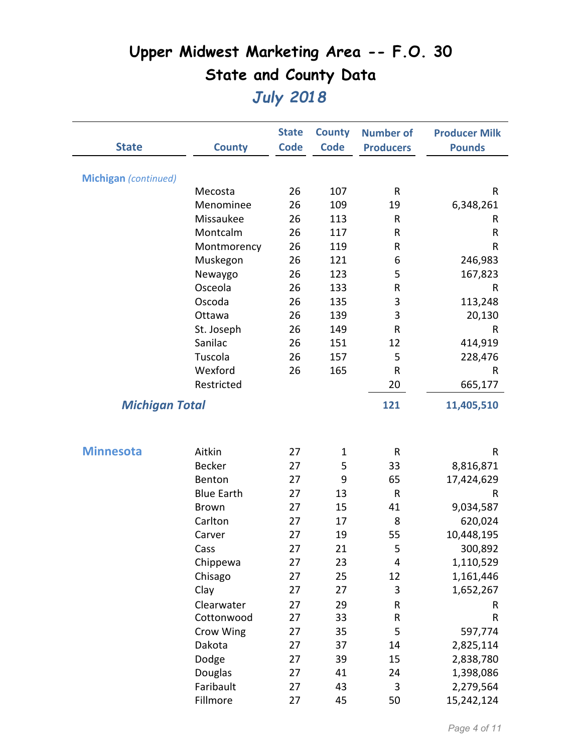# Upper Midwest Marketing Area -- F.O. 30

## State and County Data

### *July 2018*

| State | County | State Code | County Code | Number of Producers | Producer Milk Pounds |
|---|---|---|---|---|---|
| **Michigan** *(continued)* | | | | | |
| | Mecosta | 26 | 107 | R | R |
| | Menominee | 26 | 109 | 19 | 6,348,261 |
| | Missaukee | 26 | 113 | R | R |
| | Montcalm | 26 | 117 | R | R |
| | Montmorency | 26 | 119 | R | R |
| | Muskegon | 26 | 121 | 6 | 246,983 |
| | Newaygo | 26 | 123 | 5 | 167,823 |
| | Osceola | 26 | 133 | R | R |
| | Oscoda | 26 | 135 | 3 | 113,248 |
| | Ottawa | 26 | 139 | 3 | 20,130 |
| | St. Joseph | 26 | 149 | R | R |
| | Sanilac | 26 | 151 | 12 | 414,919 |
| | Tuscola | 26 | 157 | 5 | 228,476 |
| | Wexford | 26 | 165 | R | R |
| | Restricted | | | 20 | 665,177 |
| ***Michigan Total*** | | | | **121** | **11,405,510** |
| **Minnesota** | Aitkin | 27 | 1 | R | R |
| | Becker | 27 | 5 | 33 | 8,816,871 |
| | Benton | 27 | 9 | 65 | 17,424,629 |
| | Blue Earth | 27 | 13 | R | R |
| | Brown | 27 | 15 | 41 | 9,034,587 |
| | Carlton | 27 | 17 | 8 | 620,024 |
| | Carver | 27 | 19 | 55 | 10,448,195 |
| | Cass | 27 | 21 | 5 | 300,892 |
| | Chippewa | 27 | 23 | 4 | 1,110,529 |
| | Chisago | 27 | 25 | 12 | 1,161,446 |
| | Clay | 27 | 27 | 3 | 1,652,267 |
| | Clearwater | 27 | 29 | R | R |
| | Cottonwood | 27 | 33 | R | R |
| | Crow Wing | 27 | 35 | 5 | 597,774 |
| | Dakota | 27 | 37 | 14 | 2,825,114 |
| | Dodge | 27 | 39 | 15 | 2,838,780 |
| | Douglas | 27 | 41 | 24 | 1,398,086 |
| | Faribault | 27 | 43 | 3 | 2,279,564 |
| | Fillmore | 27 | 45 | 50 | 15,242,124 |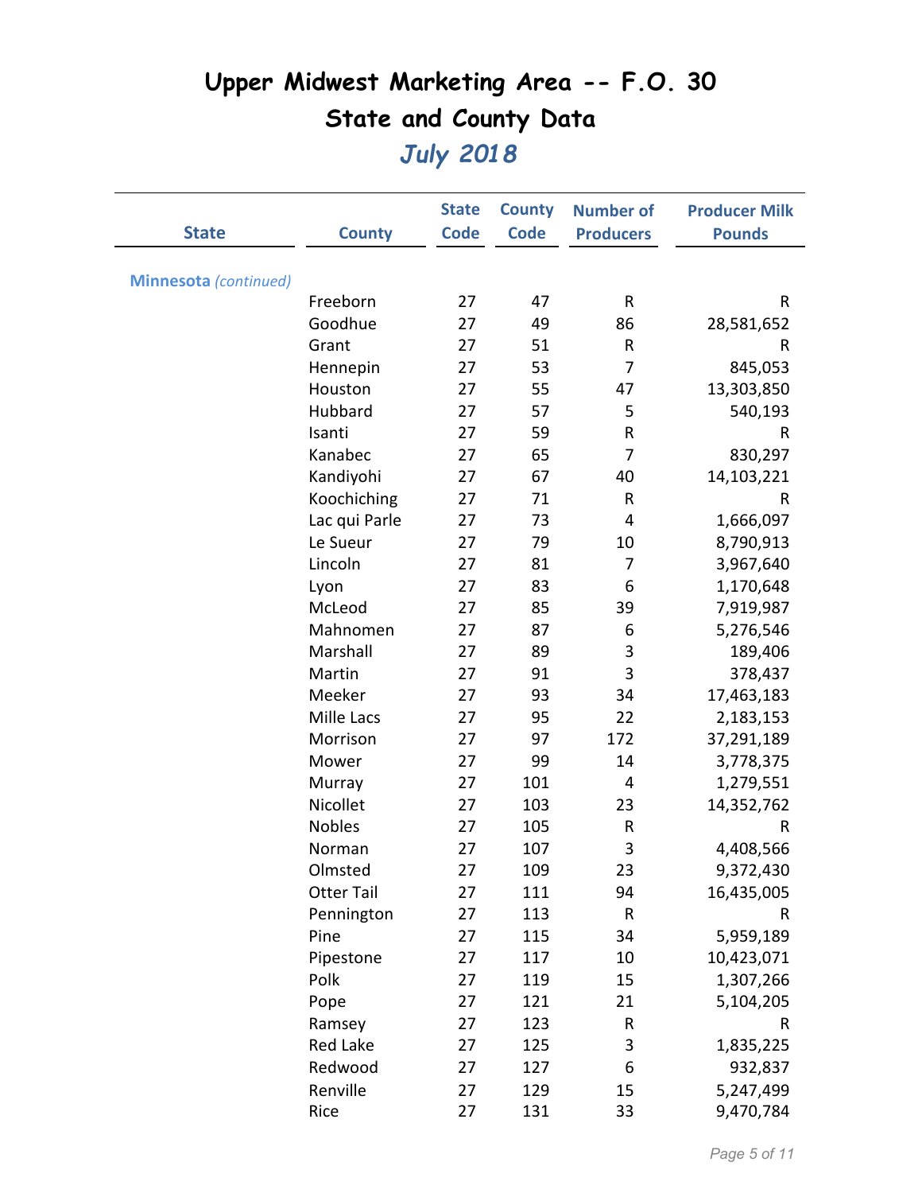# Upper Midwest Marketing Area -- F.O. 30

## State and County Data

### *July 2018*

| State | County | State Code | County Code | Number of Producers | Producer Milk Pounds |
|---|---|---|---|---|---|
| **Minnesota** *(continued)* | | | | | |
| | Freeborn | 27 | 47 | R | R |
| | Goodhue | 27 | 49 | 86 | 28,581,652 |
| | Grant | 27 | 51 | R | R |
| | Hennepin | 27 | 53 | 7 | 845,053 |
| | Houston | 27 | 55 | 47 | 13,303,850 |
| | Hubbard | 27 | 57 | 5 | 540,193 |
| | Isanti | 27 | 59 | R | R |
| | Kanabec | 27 | 65 | 7 | 830,297 |
| | Kandiyohi | 27 | 67 | 40 | 14,103,221 |
| | Koochiching | 27 | 71 | R | R |
| | Lac qui Parle | 27 | 73 | 4 | 1,666,097 |
| | Le Sueur | 27 | 79 | 10 | 8,790,913 |
| | Lincoln | 27 | 81 | 7 | 3,967,640 |
| | Lyon | 27 | 83 | 6 | 1,170,648 |
| | McLeod | 27 | 85 | 39 | 7,919,987 |
| | Mahnomen | 27 | 87 | 6 | 5,276,546 |
| | Marshall | 27 | 89 | 3 | 189,406 |
| | Martin | 27 | 91 | 3 | 378,437 |
| | Meeker | 27 | 93 | 34 | 17,463,183 |
| | Mille Lacs | 27 | 95 | 22 | 2,183,153 |
| | Morrison | 27 | 97 | 172 | 37,291,189 |
| | Mower | 27 | 99 | 14 | 3,778,375 |
| | Murray | 27 | 101 | 4 | 1,279,551 |
| | Nicollet | 27 | 103 | 23 | 14,352,762 |
| | Nobles | 27 | 105 | R | R |
| | Norman | 27 | 107 | 3 | 4,408,566 |
| | Olmsted | 27 | 109 | 23 | 9,372,430 |
| | Otter Tail | 27 | 111 | 94 | 16,435,005 |
| | Pennington | 27 | 113 | R | R |
| | Pine | 27 | 115 | 34 | 5,959,189 |
| | Pipestone | 27 | 117 | 10 | 10,423,071 |
| | Polk | 27 | 119 | 15 | 1,307,266 |
| | Pope | 27 | 121 | 21 | 5,104,205 |
| | Ramsey | 27 | 123 | R | R |
| | Red Lake | 27 | 125 | 3 | 1,835,225 |
| | Redwood | 27 | 127 | 6 | 932,837 |
| | Renville | 27 | 129 | 15 | 5,247,499 |
| | Rice | 27 | 131 | 33 | 9,470,784 |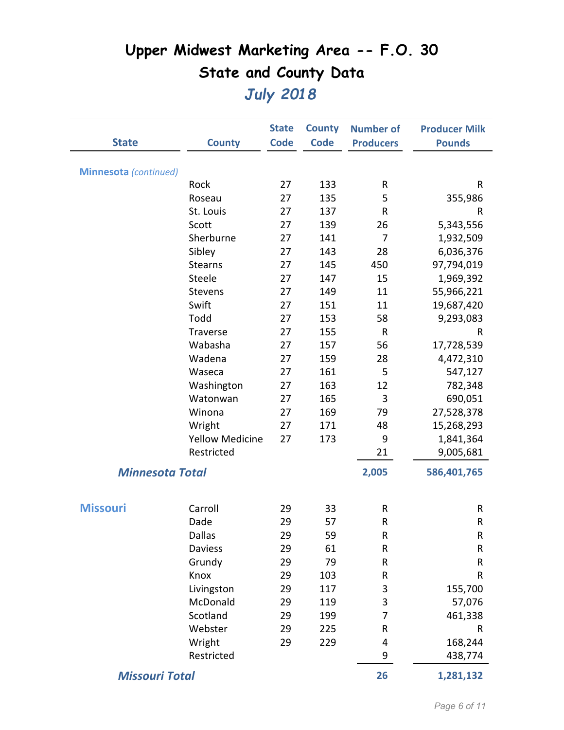# Upper Midwest Marketing Area -- F.O. 30
## State and County Data
### *July 2018*

| State | County | State Code | County Code | Number of Producers | Producer Milk Pounds |
|---|---|---|---|---|---|
| **Minnesota** *(continued)* | | | | | |
| | Rock | 27 | 133 | R | R |
| | Roseau | 27 | 135 | 5 | 355,986 |
| | St. Louis | 27 | 137 | R | R |
| | Scott | 27 | 139 | 26 | 5,343,556 |
| | Sherburne | 27 | 141 | 7 | 1,932,509 |
| | Sibley | 27 | 143 | 28 | 6,036,376 |
| | Stearns | 27 | 145 | 450 | 97,794,019 |
| | Steele | 27 | 147 | 15 | 1,969,392 |
| | Stevens | 27 | 149 | 11 | 55,966,221 |
| | Swift | 27 | 151 | 11 | 19,687,420 |
| | Todd | 27 | 153 | 58 | 9,293,083 |
| | Traverse | 27 | 155 | R | R |
| | Wabasha | 27 | 157 | 56 | 17,728,539 |
| | Wadena | 27 | 159 | 28 | 4,472,310 |
| | Waseca | 27 | 161 | 5 | 547,127 |
| | Washington | 27 | 163 | 12 | 782,348 |
| | Watonwan | 27 | 165 | 3 | 690,051 |
| | Winona | 27 | 169 | 79 | 27,528,378 |
| | Wright | 27 | 171 | 48 | 15,268,293 |
| | Yellow Medicine | 27 | 173 | 9 | 1,841,364 |
| | Restricted | | | 21 | 9,005,681 |
| ***Minnesota Total*** | | | | **2,005** | **586,401,765** |
| **Missouri** | Carroll | 29 | 33 | R | R |
| | Dade | 29 | 57 | R | R |
| | Dallas | 29 | 59 | R | R |
| | Daviess | 29 | 61 | R | R |
| | Grundy | 29 | 79 | R | R |
| | Knox | 29 | 103 | R | R |
| | Livingston | 29 | 117 | 3 | 155,700 |
| | McDonald | 29 | 119 | 3 | 57,076 |
| | Scotland | 29 | 199 | 7 | 461,338 |
| | Webster | 29 | 225 | R | R |
| | Wright | 29 | 229 | 4 | 168,244 |
| | Restricted | | | 9 | 438,774 |
| ***Missouri Total*** | | | | **26** | **1,281,132** |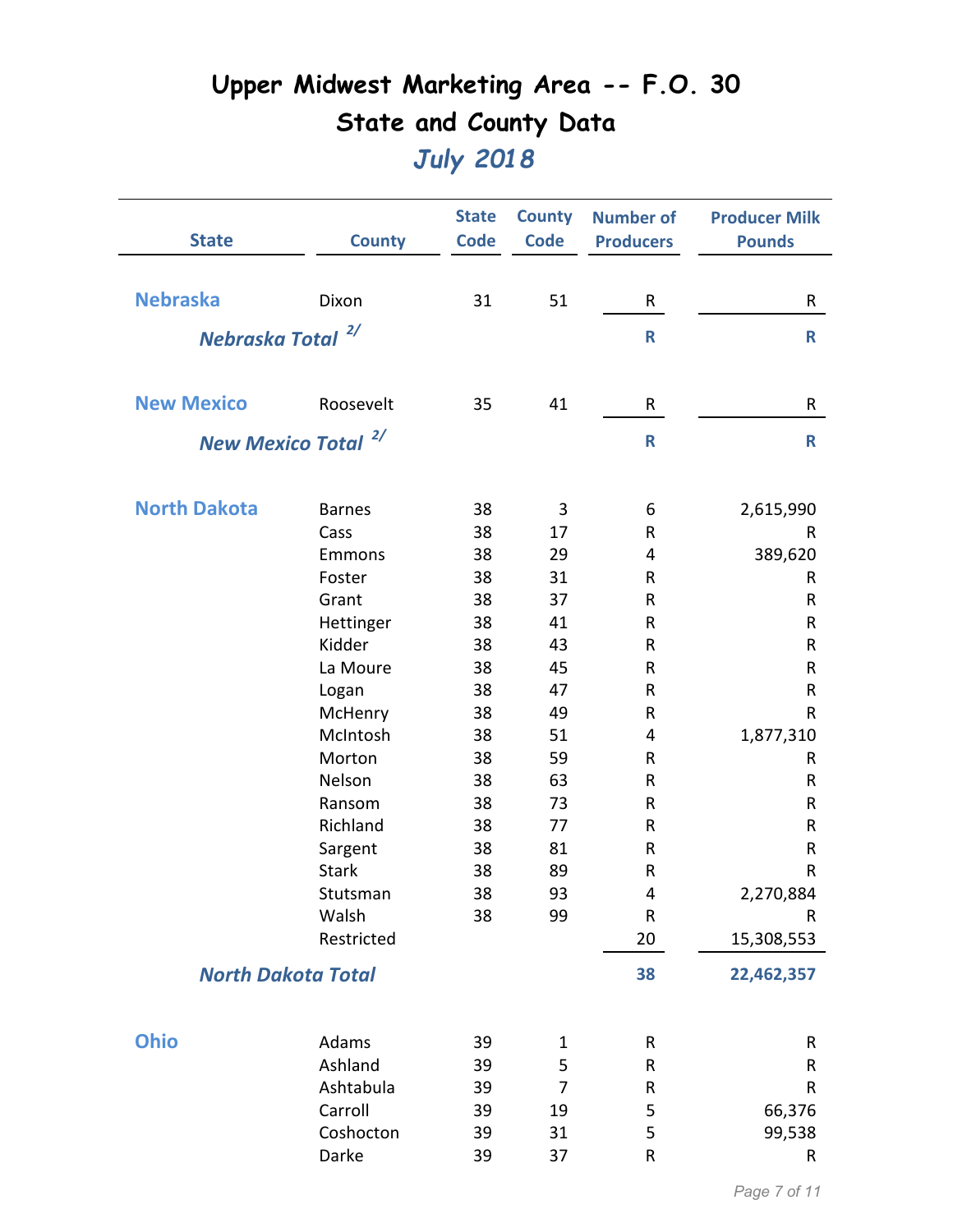# Upper Midwest Marketing Area -- F.O. 30

## State and County Data

### *July 2018*

| State | County | State Code | County Code | Number of Producers | Producer Milk Pounds |
|---|---|---|---|---|---|
| **Nebraska** | Dixon | 31 | 51 | R | R |
| ***Nebraska Total*** [2/] | | | | **R** | **R** |
| **New Mexico** | Roosevelt | 35 | 41 | R | R |
| ***New Mexico Total*** [2/] | | | | **R** | **R** |
| **North Dakota** | Barnes | 38 | 3 | 6 | 2,615,990 |
| | Cass | 38 | 17 | R | R |
| | Emmons | 38 | 29 | 4 | 389,620 |
| | Foster | 38 | 31 | R | R |
| | Grant | 38 | 37 | R | R |
| | Hettinger | 38 | 41 | R | R |
| | Kidder | 38 | 43 | R | R |
| | La Moure | 38 | 45 | R | R |
| | Logan | 38 | 47 | R | R |
| | McHenry | 38 | 49 | R | R |
| | McIntosh | 38 | 51 | 4 | 1,877,310 |
| | Morton | 38 | 59 | R | R |
| | Nelson | 38 | 63 | R | R |
| | Ransom | 38 | 73 | R | R |
| | Richland | 38 | 77 | R | R |
| | Sargent | 38 | 81 | R | R |
| | Stark | 38 | 89 | R | R |
| | Stutsman | 38 | 93 | 4 | 2,270,884 |
| | Walsh | 38 | 99 | R | R |
| | Restricted | | | 20 | 15,308,553 |
| ***North Dakota Total*** | | | | **38** | **22,462,357** |
| **Ohio** | Adams | 39 | 1 | R | R |
| | Ashland | 39 | 5 | R | R |
| | Ashtabula | 39 | 7 | R | R |
| | Carroll | 39 | 19 | 5 | 66,376 |
| | Coshocton | 39 | 31 | 5 | 99,538 |
| | Darke | 39 | 37 | R | R |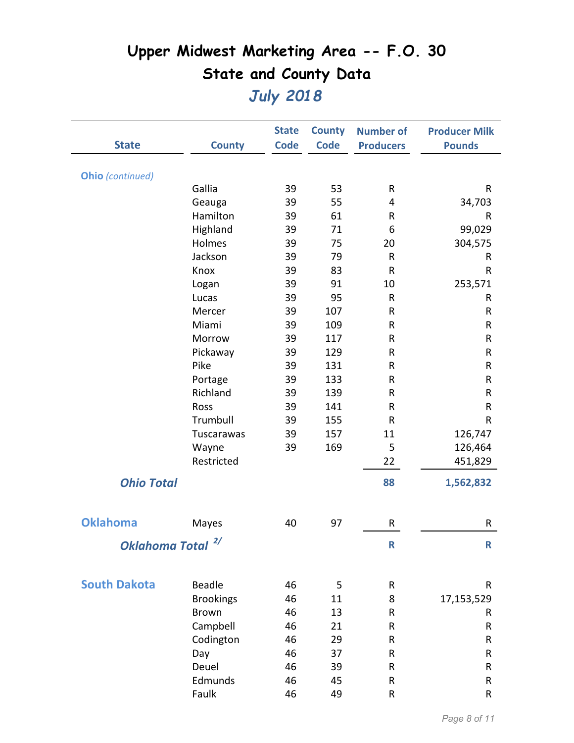# Upper Midwest Marketing Area -- F.O. 30

## State and County Data

### *July 2018*

| State | County | State Code | County Code | Number of Producers | Producer Milk Pounds |
|---|---|---|---|---|---|
| **Ohio** *(continued)* | | | | | |
| | Gallia | 39 | 53 | R | R |
| | Geauga | 39 | 55 | 4 | 34,703 |
| | Hamilton | 39 | 61 | R | R |
| | Highland | 39 | 71 | 6 | 99,029 |
| | Holmes | 39 | 75 | 20 | 304,575 |
| | Jackson | 39 | 79 | R | R |
| | Knox | 39 | 83 | R | R |
| | Logan | 39 | 91 | 10 | 253,571 |
| | Lucas | 39 | 95 | R | R |
| | Mercer | 39 | 107 | R | R |
| | Miami | 39 | 109 | R | R |
| | Morrow | 39 | 117 | R | R |
| | Pickaway | 39 | 129 | R | R |
| | Pike | 39 | 131 | R | R |
| | Portage | 39 | 133 | R | R |
| | Richland | 39 | 139 | R | R |
| | Ross | 39 | 141 | R | R |
| | Trumbull | 39 | 155 | R | R |
| | Tuscarawas | 39 | 157 | 11 | 126,747 |
| | Wayne | 39 | 169 | 5 | 126,464 |
| | Restricted | | | 22 | 451,829 |
| ***Ohio Total*** | | | | **88** | **1,562,832** |
| **Oklahoma** | Mayes | 40 | 97 | R | R |
| ***Oklahoma Total*** 2/ | | | | **R** | **R** |
| **South Dakota** | Beadle | 46 | 5 | R | R |
| | Brookings | 46 | 11 | 8 | 17,153,529 |
| | Brown | 46 | 13 | R | R |
| | Campbell | 46 | 21 | R | R |
| | Codington | 46 | 29 | R | R |
| | Day | 46 | 37 | R | R |
| | Deuel | 46 | 39 | R | R |
| | Edmunds | 46 | 45 | R | R |
| | Faulk | 46 | 49 | R | R |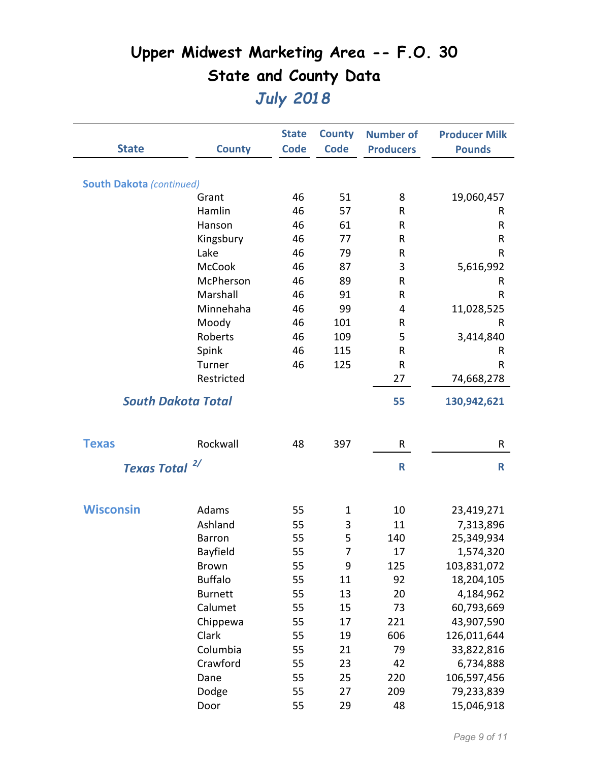# Upper Midwest Marketing Area -- F.O. 30

## State and County Data

### *July 2018*

| State | County | State Code | County Code | Number of Producers | Producer Milk Pounds |
|---|---|---|---|---|---|
| **South Dakota** *(continued)* | | | | | |
| | Grant | 46 | 51 | 8 | 19,060,457 |
| | Hamlin | 46 | 57 | R | R |
| | Hanson | 46 | 61 | R | R |
| | Kingsbury | 46 | 77 | R | R |
| | Lake | 46 | 79 | R | R |
| | McCook | 46 | 87 | 3 | 5,616,992 |
| | McPherson | 46 | 89 | R | R |
| | Marshall | 46 | 91 | R | R |
| | Minnehaha | 46 | 99 | 4 | 11,028,525 |
| | Moody | 46 | 101 | R | R |
| | Roberts | 46 | 109 | 5 | 3,414,840 |
| | Spink | 46 | 115 | R | R |
| | Turner | 46 | 125 | R | R |
| | Restricted | | | 27 | 74,668,278 |
| ***South Dakota Total*** | | | | **55** | **130,942,621** |
| **Texas** | Rockwall | 48 | 397 | R | R |
| ***Texas Total*** 2/ | | | | **R** | **R** |
| **Wisconsin** | Adams | 55 | 1 | 10 | 23,419,271 |
| | Ashland | 55 | 3 | 11 | 7,313,896 |
| | Barron | 55 | 5 | 140 | 25,349,934 |
| | Bayfield | 55 | 7 | 17 | 1,574,320 |
| | Brown | 55 | 9 | 125 | 103,831,072 |
| | Buffalo | 55 | 11 | 92 | 18,204,105 |
| | Burnett | 55 | 13 | 20 | 4,184,962 |
| | Calumet | 55 | 15 | 73 | 60,793,669 |
| | Chippewa | 55 | 17 | 221 | 43,907,590 |
| | Clark | 55 | 19 | 606 | 126,011,644 |
| | Columbia | 55 | 21 | 79 | 33,822,816 |
| | Crawford | 55 | 23 | 42 | 6,734,888 |
| | Dane | 55 | 25 | 220 | 106,597,456 |
| | Dodge | 55 | 27 | 209 | 79,233,839 |
| | Door | 55 | 29 | 48 | 15,046,918 |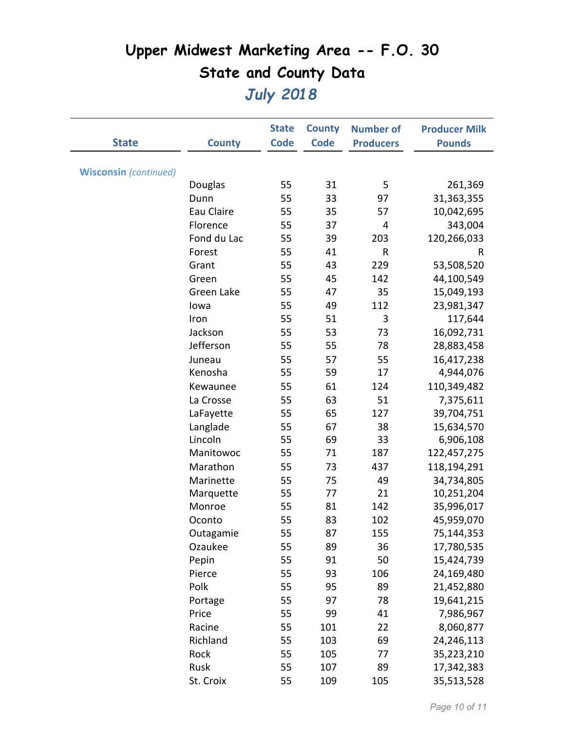# Upper Midwest Marketing Area -- F.O. 30

## State and County Data

### *July 2018*

| State | County | State Code | County Code | Number of Producers | Producer Milk Pounds |
|---|---|---|---|---|---|
| **Wisconsin** *(continued)* | | | | | |
| | Douglas | 55 | 31 | 5 | 261,369 |
| | Dunn | 55 | 33 | 97 | 31,363,355 |
| | Eau Claire | 55 | 35 | 57 | 10,042,695 |
| | Florence | 55 | 37 | 4 | 343,004 |
| | Fond du Lac | 55 | 39 | 203 | 120,266,033 |
| | Forest | 55 | 41 | R | R |
| | Grant | 55 | 43 | 229 | 53,508,520 |
| | Green | 55 | 45 | 142 | 44,100,549 |
| | Green Lake | 55 | 47 | 35 | 15,049,193 |
| | Iowa | 55 | 49 | 112 | 23,981,347 |
| | Iron | 55 | 51 | 3 | 117,644 |
| | Jackson | 55 | 53 | 73 | 16,092,731 |
| | Jefferson | 55 | 55 | 78 | 28,883,458 |
| | Juneau | 55 | 57 | 55 | 16,417,238 |
| | Kenosha | 55 | 59 | 17 | 4,944,076 |
| | Kewaunee | 55 | 61 | 124 | 110,349,482 |
| | La Crosse | 55 | 63 | 51 | 7,375,611 |
| | LaFayette | 55 | 65 | 127 | 39,704,751 |
| | Langlade | 55 | 67 | 38 | 15,634,570 |
| | Lincoln | 55 | 69 | 33 | 6,906,108 |
| | Manitowoc | 55 | 71 | 187 | 122,457,275 |
| | Marathon | 55 | 73 | 437 | 118,194,291 |
| | Marinette | 55 | 75 | 49 | 34,734,805 |
| | Marquette | 55 | 77 | 21 | 10,251,204 |
| | Monroe | 55 | 81 | 142 | 35,996,017 |
| | Oconto | 55 | 83 | 102 | 45,959,070 |
| | Outagamie | 55 | 87 | 155 | 75,144,353 |
| | Ozaukee | 55 | 89 | 36 | 17,780,535 |
| | Pepin | 55 | 91 | 50 | 15,424,739 |
| | Pierce | 55 | 93 | 106 | 24,169,480 |
| | Polk | 55 | 95 | 89 | 21,452,880 |
| | Portage | 55 | 97 | 78 | 19,641,215 |
| | Price | 55 | 99 | 41 | 7,986,967 |
| | Racine | 55 | 101 | 22 | 8,060,877 |
| | Richland | 55 | 103 | 69 | 24,246,113 |
| | Rock | 55 | 105 | 77 | 35,223,210 |
| | Rusk | 55 | 107 | 89 | 17,342,383 |
| | St. Croix | 55 | 109 | 105 | 35,513,528 |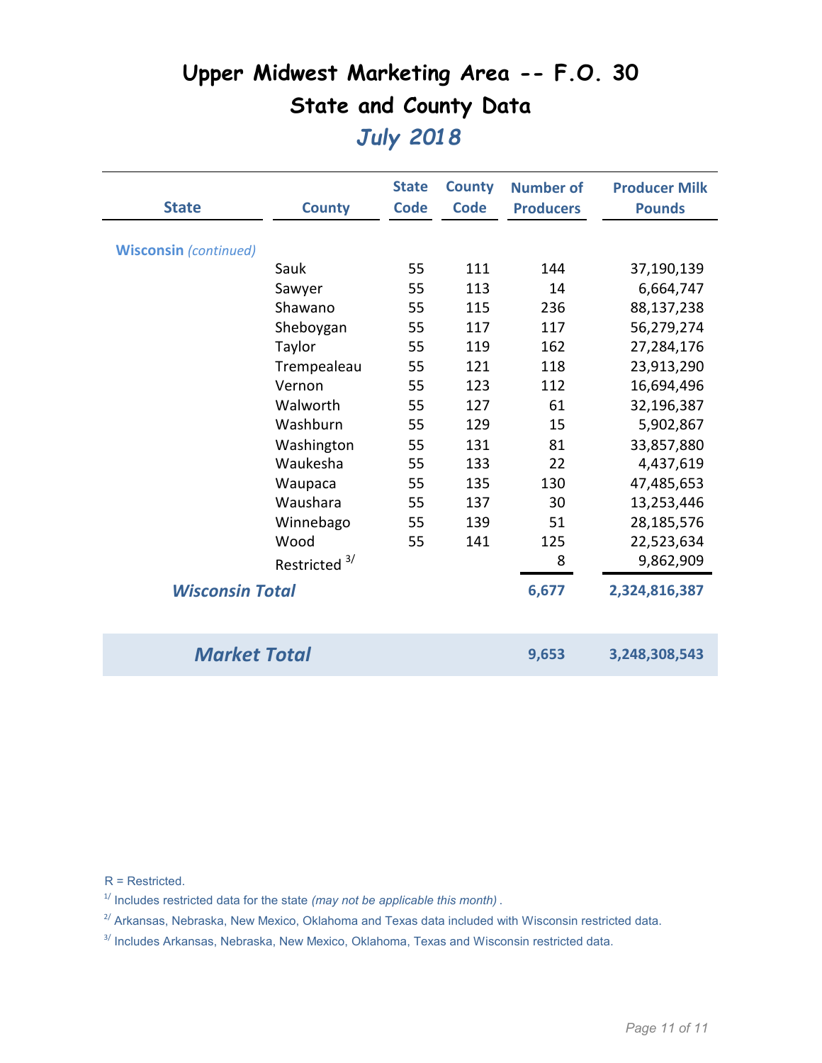# Upper Midwest Marketing Area -- F.O. 30

## State and County Data

### *July 2018*

| State | County | State Code | County Code | Number of Producers | Producer Milk Pounds |
|---|---|---|---|---|---|
| **Wisconsin** *(continued)* | | | | | |
| | Sauk | 55 | 111 | 144 | 37,190,139 |
| | Sawyer | 55 | 113 | 14 | 6,664,747 |
| | Shawano | 55 | 115 | 236 | 88,137,238 |
| | Sheboygan | 55 | 117 | 117 | 56,279,274 |
| | Taylor | 55 | 119 | 162 | 27,284,176 |
| | Trempealeau | 55 | 121 | 118 | 23,913,290 |
| | Vernon | 55 | 123 | 112 | 16,694,496 |
| | Walworth | 55 | 127 | 61 | 32,196,387 |
| | Washburn | 55 | 129 | 15 | 5,902,867 |
| | Washington | 55 | 131 | 81 | 33,857,880 |
| | Waukesha | 55 | 133 | 22 | 4,437,619 |
| | Waupaca | 55 | 135 | 130 | 47,485,653 |
| | Waushara | 55 | 137 | 30 | 13,253,446 |
| | Winnebago | 55 | 139 | 51 | 28,185,576 |
| | Wood | 55 | 141 | 125 | 22,523,634 |
| | Restricted [3/] | | | 8 | 9,862,909 |
| ***Wisconsin Total*** | | | | **6,677** | **2,324,816,387** |
| ***Market Total*** | | | | **9,653** | **3,248,308,543** |

R = Restricted.

[1/] Includes restricted data for the state *(may not be applicable this month)*.

[2/] Arkansas, Nebraska, New Mexico, Oklahoma and Texas data included with Wisconsin restricted data.

[3/] Includes Arkansas, Nebraska, New Mexico, Oklahoma, Texas and Wisconsin restricted data.